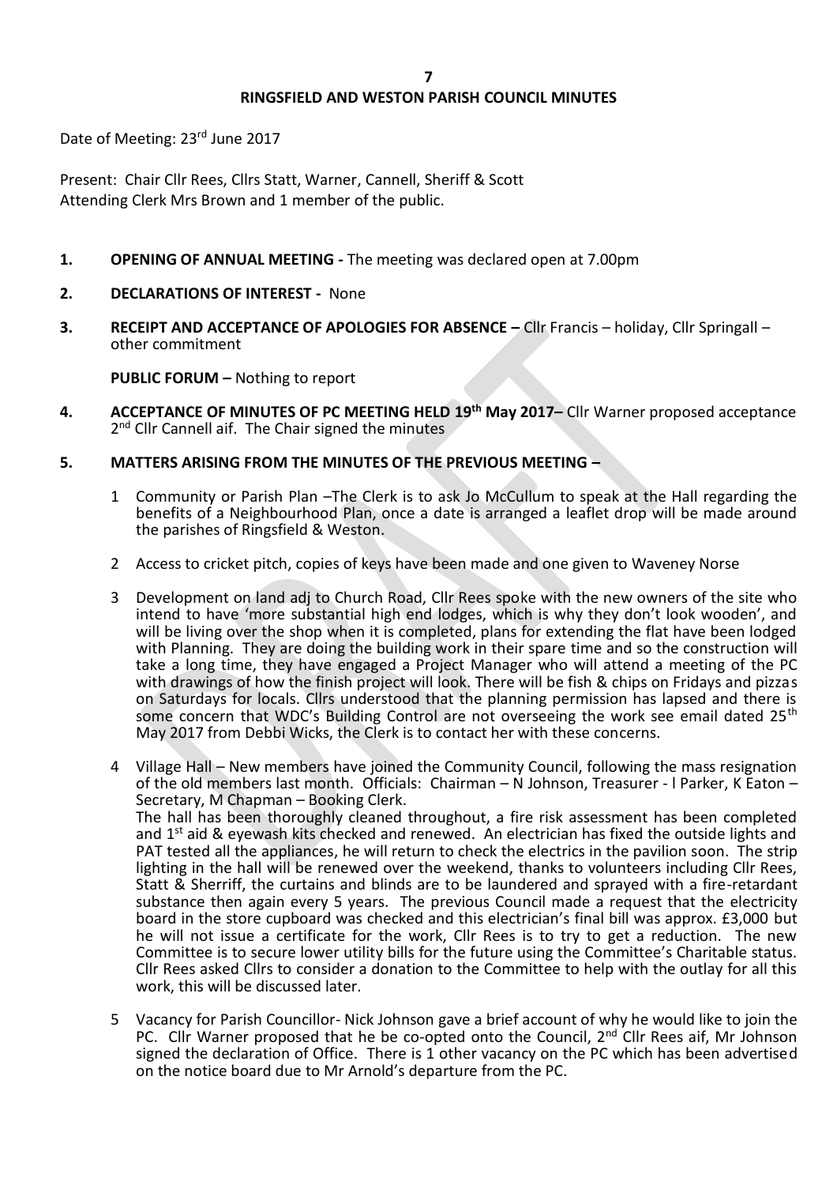# RINGSFIELD AND WESTON PARISH COUNCIL MINUTES

Date of Meeting: 23rd June 2017

Present: Chair Cllr Rees, Cllrs Statt, Warner, Cannell, Sheriff & Scott
Attending Clerk Mrs Brown and 1 member of the public.

**1. OPENING OF ANNUAL MEETING -** The meeting was declared open at 7.00pm

**2. DECLARATIONS OF INTEREST -** None

**3. RECEIPT AND ACCEPTANCE OF APOLOGIES FOR ABSENCE –** Cllr Francis – holiday, Cllr Springall – other commitment

**PUBLIC FORUM –** Nothing to report

**4. ACCEPTANCE OF MINUTES OF PC MEETING HELD 19th May 2017–** Cllr Warner proposed acceptance 2nd Cllr Cannell aif. The Chair signed the minutes

**5. MATTERS ARISING FROM THE MINUTES OF THE PREVIOUS MEETING –**

1 Community or Parish Plan –The Clerk is to ask Jo McCullum to speak at the Hall regarding the benefits of a Neighbourhood Plan, once a date is arranged a leaflet drop will be made around the parishes of Ringsfield & Weston.

2 Access to cricket pitch, copies of keys have been made and one given to Waveney Norse

3 Development on land adj to Church Road, Cllr Rees spoke with the new owners of the site who intend to have 'more substantial high end lodges, which is why they don't look wooden', and will be living over the shop when it is completed, plans for extending the flat have been lodged with Planning. They are doing the building work in their spare time and so the construction will take a long time, they have engaged a Project Manager who will attend a meeting of the PC with drawings of how the finish project will look. There will be fish & chips on Fridays and pizzas on Saturdays for locals. Cllrs understood that the planning permission has lapsed and there is some concern that WDC's Building Control are not overseeing the work see email dated 25th May 2017 from Debbi Wicks, the Clerk is to contact her with these concerns.

4 Village Hall – New members have joined the Community Council, following the mass resignation of the old members last month. Officials: Chairman – N Johnson, Treasurer - l Parker, K Eaton – Secretary, M Chapman – Booking Clerk.
The hall has been thoroughly cleaned throughout, a fire risk assessment has been completed and 1st aid & eyewash kits checked and renewed. An electrician has fixed the outside lights and PAT tested all the appliances, he will return to check the electrics in the pavilion soon. The strip lighting in the hall will be renewed over the weekend, thanks to volunteers including Cllr Rees, Statt & Sherriff, the curtains and blinds are to be laundered and sprayed with a fire-retardant substance then again every 5 years. The previous Council made a request that the electricity board in the store cupboard was checked and this electrician's final bill was approx. £3,000 but he will not issue a certificate for the work, Cllr Rees is to try to get a reduction. The new Committee is to secure lower utility bills for the future using the Committee's Charitable status. Cllr Rees asked Cllrs to consider a donation to the Committee to help with the outlay for all this work, this will be discussed later.

5 Vacancy for Parish Councillor- Nick Johnson gave a brief account of why he would like to join the PC. Cllr Warner proposed that he be co-opted onto the Council, 2nd Cllr Rees aif, Mr Johnson signed the declaration of Office. There is 1 other vacancy on the PC which has been advertised on the notice board due to Mr Arnold's departure from the PC.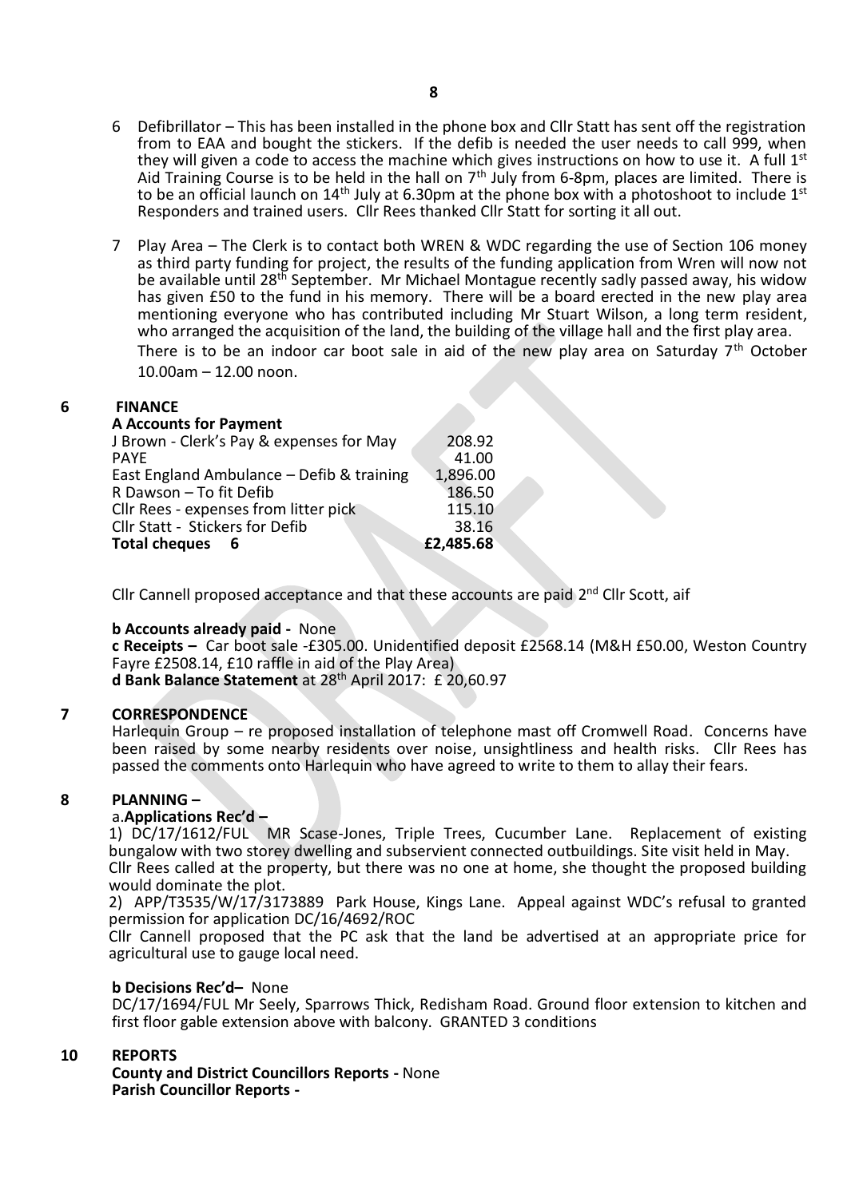6 Defibrillator – This has been installed in the phone box and Cllr Statt has sent off the registration from to EAA and bought the stickers. If the defib is needed the user needs to call 999, when they will given a code to access the machine which gives instructions on how to use it. A full 1st Aid Training Course is to be held in the hall on 7th July from 6-8pm, places are limited. There is to be an official launch on 14th July at 6.30pm at the phone box with a photoshoot to include 1st Responders and trained users. Cllr Rees thanked Cllr Statt for sorting it all out.

7 Play Area – The Clerk is to contact both WREN & WDC regarding the use of Section 106 money as third party funding for project, the results of the funding application from Wren will now not be available until 28th September. Mr Michael Montague recently sadly passed away, his widow has given £50 to the fund in his memory. There will be a board erected in the new play area mentioning everyone who has contributed including Mr Stuart Wilson, a long term resident, who arranged the acquisition of the land, the building of the village hall and the first play area.
There is to be an indoor car boot sale in aid of the new play area on Saturday 7th October 10.00am – 12.00 noon.

## 6 FINANCE

**A Accounts for Payment**

| | |
|---|---|
| J Brown - Clerk's Pay & expenses for May | 208.92 |
| PAYE | 41.00 |
| East England Ambulance – Defib & training | 1,896.00 |
| R Dawson – To fit Defib | 186.50 |
| Cllr Rees - expenses from litter pick | 115.10 |
| Cllr Statt - Stickers for Defib | 38.16 |
| **Total cheques 6** | **£2,485.68** |

Cllr Cannell proposed acceptance and that these accounts are paid 2nd Cllr Scott, aif

**b Accounts already paid -** None
**c Receipts –** Car boot sale -£305.00. Unidentified deposit £2568.14 (M&H £50.00, Weston Country Fayre £2508.14, £10 raffle in aid of the Play Area)
**d Bank Balance Statement** at 28th April 2017: £ 20,60.97

## 7 CORRESPONDENCE

Harlequin Group – re proposed installation of telephone mast off Cromwell Road. Concerns have been raised by some nearby residents over noise, unsightliness and health risks. Cllr Rees has passed the comments onto Harlequin who have agreed to write to them to allay their fears.

## 8 PLANNING –

a.**Applications Rec'd –**
1) DC/17/1612/FUL MR Scase-Jones, Triple Trees, Cucumber Lane. Replacement of existing bungalow with two storey dwelling and subservient connected outbuildings. Site visit held in May.
Cllr Rees called at the property, but there was no one at home, she thought the proposed building would dominate the plot.
2) APP/T3535/W/17/3173889 Park House, Kings Lane. Appeal against WDC's refusal to granted permission for application DC/16/4692/ROC
Cllr Cannell proposed that the PC ask that the land be advertised at an appropriate price for agricultural use to gauge local need.

**b Decisions Rec'd–** None
DC/17/1694/FUL Mr Seely, Sparrows Thick, Redisham Road. Ground floor extension to kitchen and first floor gable extension above with balcony. GRANTED 3 conditions

## 10 REPORTS

**County and District Councillors Reports -** None
**Parish Councillor Reports -**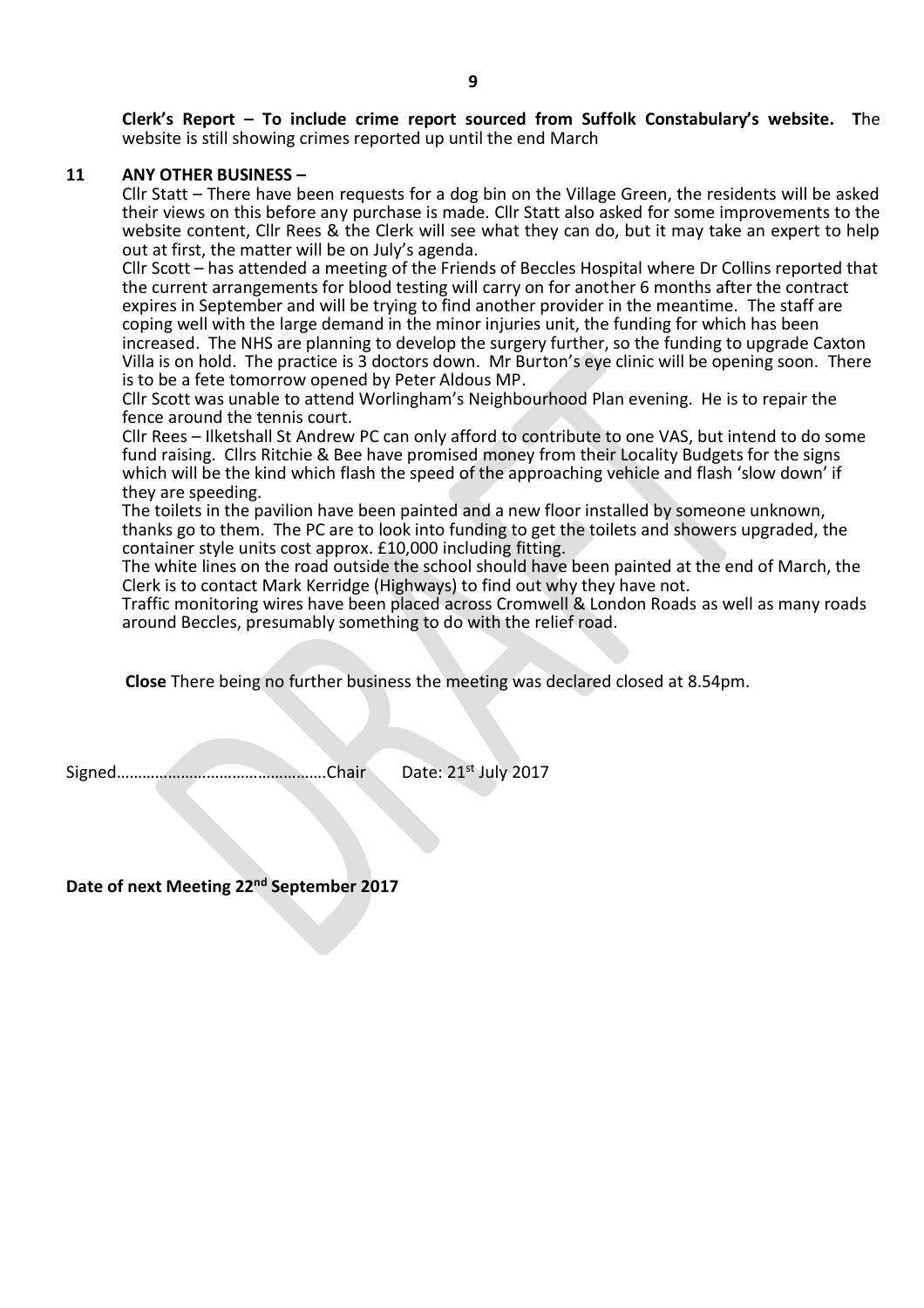**Clerk's Report – To include crime report sourced from Suffolk Constabulary's website. T**he website is still showing crimes reported up until the end March

**11 ANY OTHER BUSINESS –**

Cllr Statt – There have been requests for a dog bin on the Village Green, the residents will be asked their views on this before any purchase is made. Cllr Statt also asked for some improvements to the website content, Cllr Rees & the Clerk will see what they can do, but it may take an expert to help out at first, the matter will be on July's agenda.

Cllr Scott – has attended a meeting of the Friends of Beccles Hospital where Dr Collins reported that the current arrangements for blood testing will carry on for another 6 months after the contract expires in September and will be trying to find another provider in the meantime. The staff are coping well with the large demand in the minor injuries unit, the funding for which has been increased. The NHS are planning to develop the surgery further, so the funding to upgrade Caxton Villa is on hold. The practice is 3 doctors down. Mr Burton's eye clinic will be opening soon. There is to be a fete tomorrow opened by Peter Aldous MP.

Cllr Scott was unable to attend Worlingham's Neighbourhood Plan evening. He is to repair the fence around the tennis court.

Cllr Rees – Ilketshall St Andrew PC can only afford to contribute to one VAS, but intend to do some fund raising. Cllrs Ritchie & Bee have promised money from their Locality Budgets for the signs which will be the kind which flash the speed of the approaching vehicle and flash 'slow down' if they are speeding.

The toilets in the pavilion have been painted and a new floor installed by someone unknown, thanks go to them. The PC are to look into funding to get the toilets and showers upgraded, the container style units cost approx. £10,000 including fitting.

The white lines on the road outside the school should have been painted at the end of March, the Clerk is to contact Mark Kerridge (Highways) to find out why they have not.

Traffic monitoring wires have been placed across Cromwell & London Roads as well as many roads around Beccles, presumably something to do with the relief road.

**Close** There being no further business the meeting was declared closed at 8.54pm.

Signed……………………………………….Chair Date: 21st July 2017

**Date of next Meeting 22nd September 2017**